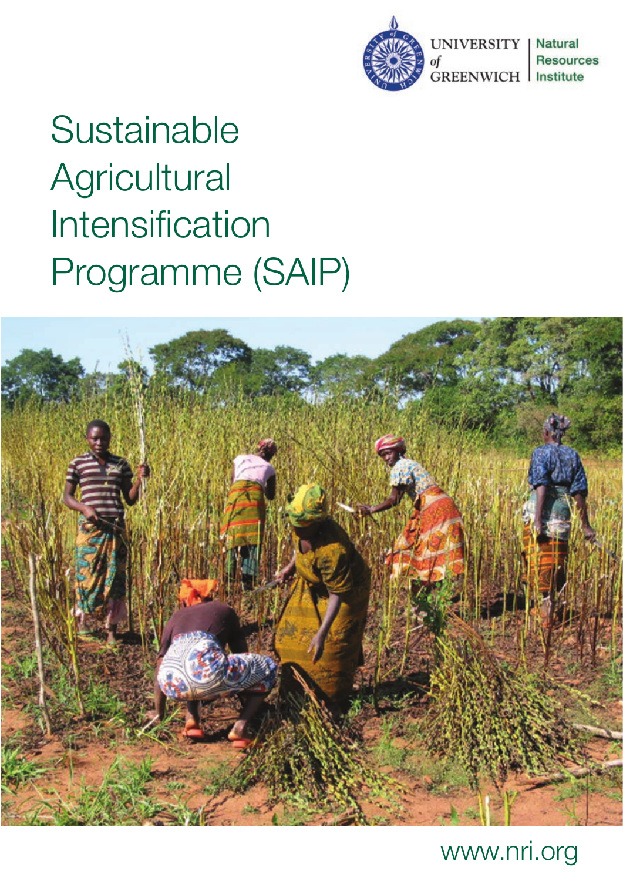UNIVERSITY of GREENWICH | Natural Resources Institute

# Sustainable Agricultural Intensification Programme (SAIP)

www.nri.org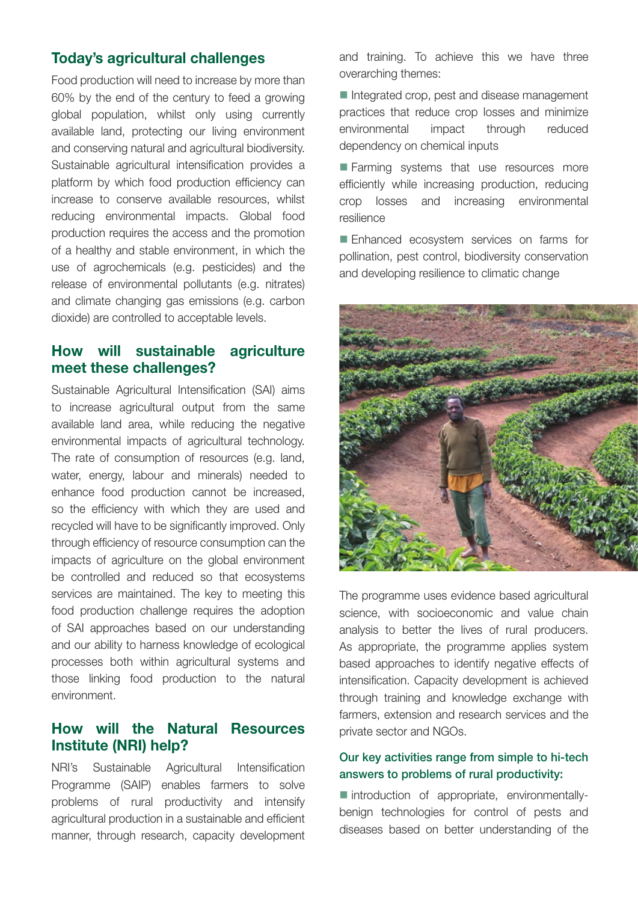## Today's agricultural challenges

Food production will need to increase by more than 60% by the end of the century to feed a growing global population, whilst only using currently available land, protecting our living environment and conserving natural and agricultural biodiversity. Sustainable agricultural intensification provides a platform by which food production efficiency can increase to conserve available resources, whilst reducing environmental impacts. Global food production requires the access and the promotion of a healthy and stable environment, in which the use of agrochemicals (e.g. pesticides) and the release of environmental pollutants (e.g. nitrates) and climate changing gas emissions (e.g. carbon dioxide) are controlled to acceptable levels.

## How will sustainable agriculture meet these challenges?

Sustainable Agricultural Intensification (SAI) aims to increase agricultural output from the same available land area, while reducing the negative environmental impacts of agricultural technology. The rate of consumption of resources (e.g. land, water, energy, labour and minerals) needed to enhance food production cannot be increased, so the efficiency with which they are used and recycled will have to be significantly improved. Only through efficiency of resource consumption can the impacts of agriculture on the global environment be controlled and reduced so that ecosystems services are maintained. The key to meeting this food production challenge requires the adoption of SAI approaches based on our understanding and our ability to harness knowledge of ecological processes both within agricultural systems and those linking food production to the natural environment.

## How will the Natural Resources Institute (NRI) help?

NRI's Sustainable Agricultural Intensification Programme (SAIP) enables farmers to solve problems of rural productivity and intensify agricultural production in a sustainable and efficient manner, through research, capacity development and training. To achieve this we have three overarching themes:

- Integrated crop, pest and disease management practices that reduce crop losses and minimize environmental impact through reduced dependency on chemical inputs
- Farming systems that use resources more efficiently while increasing production, reducing crop losses and increasing environmental resilience
- Enhanced ecosystem services on farms for pollination, pest control, biodiversity conservation and developing resilience to climatic change

The programme uses evidence based agricultural science, with socioeconomic and value chain analysis to better the lives of rural producers. As appropriate, the programme applies system based approaches to identify negative effects of intensification. Capacity development is achieved through training and knowledge exchange with farmers, extension and research services and the private sector and NGOs.

### Our key activities range from simple to hi-tech answers to problems of rural productivity:

- introduction of appropriate, environmentally-benign technologies for control of pests and diseases based on better understanding of the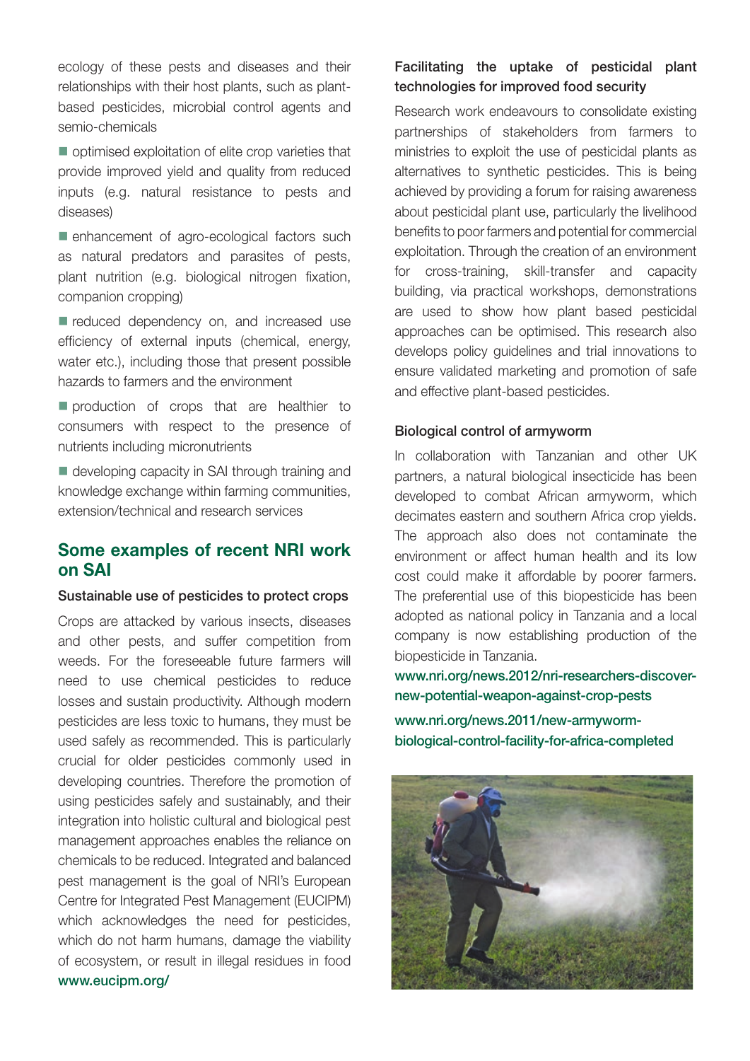ecology of these pests and diseases and their relationships with their host plants, such as plant-based pesticides, microbial control agents and semio-chemicals

- optimised exploitation of elite crop varieties that provide improved yield and quality from reduced inputs (e.g. natural resistance to pests and diseases)
- enhancement of agro-ecological factors such as natural predators and parasites of pests, plant nutrition (e.g. biological nitrogen fixation, companion cropping)
- reduced dependency on, and increased use efficiency of external inputs (chemical, energy, water etc.), including those that present possible hazards to farmers and the environment
- production of crops that are healthier to consumers with respect to the presence of nutrients including micronutrients
- developing capacity in SAI through training and knowledge exchange within farming communities, extension/technical and research services

## Some examples of recent NRI work on SAI

### Sustainable use of pesticides to protect crops

Crops are attacked by various insects, diseases and other pests, and suffer competition from weeds. For the foreseeable future farmers will need to use chemical pesticides to reduce losses and sustain productivity. Although modern pesticides are less toxic to humans, they must be used safely as recommended. This is particularly crucial for older pesticides commonly used in developing countries. Therefore the promotion of using pesticides safely and sustainably, and their integration into holistic cultural and biological pest management approaches enables the reliance on chemicals to be reduced. Integrated and balanced pest management is the goal of NRI's European Centre for Integrated Pest Management (EUCIPM) which acknowledges the need for pesticides, which do not harm humans, damage the viability of ecosystem, or result in illegal residues in food www.eucipm.org/

### Facilitating the uptake of pesticidal plant technologies for improved food security

Research work endeavours to consolidate existing partnerships of stakeholders from farmers to ministries to exploit the use of pesticidal plants as alternatives to synthetic pesticides. This is being achieved by providing a forum for raising awareness about pesticidal plant use, particularly the livelihood benefits to poor farmers and potential for commercial exploitation. Through the creation of an environment for cross-training, skill-transfer and capacity building, via practical workshops, demonstrations are used to show how plant based pesticidal approaches can be optimised. This research also develops policy guidelines and trial innovations to ensure validated marketing and promotion of safe and effective plant-based pesticides.

### Biological control of armyworm

In collaboration with Tanzanian and other UK partners, a natural biological insecticide has been developed to combat African armyworm, which decimates eastern and southern Africa crop yields. The approach also does not contaminate the environment or affect human health and its low cost could make it affordable by poorer farmers. The preferential use of this biopesticide has been adopted as national policy in Tanzania and a local company is now establishing production of the biopesticide in Tanzania.

www.nri.org/news.2012/nri-researchers-discover-new-potential-weapon-against-crop-pests

www.nri.org/news.2011/new-armyworm-biological-control-facility-for-africa-completed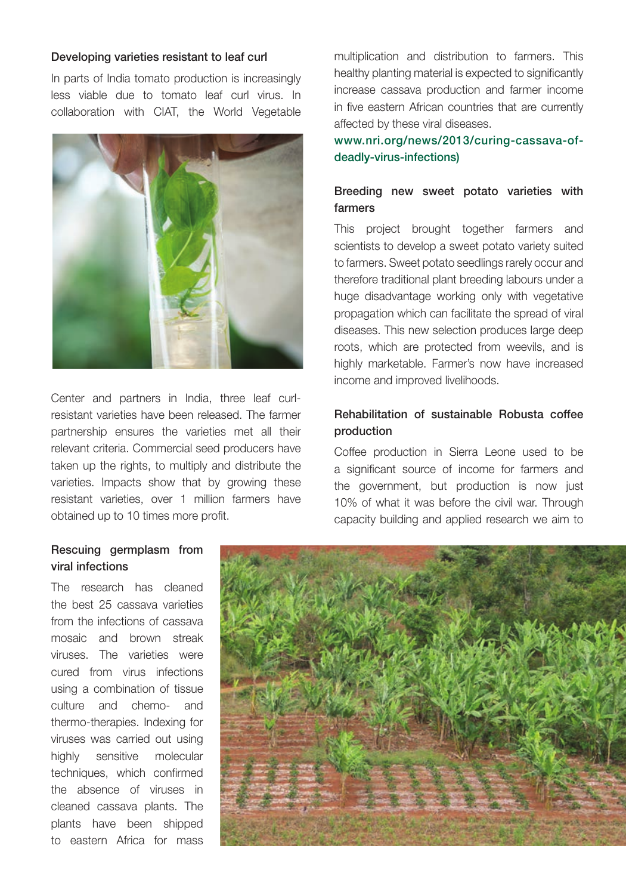### Developing varieties resistant to leaf curl

In parts of India tomato production is increasingly less viable due to tomato leaf curl virus. In collaboration with CIAT, the World Vegetable Center and partners in India, three leaf curl-resistant varieties have been released. The farmer partnership ensures the varieties met all their relevant criteria. Commercial seed producers have taken up the rights, to multiply and distribute the varieties. Impacts show that by growing these resistant varieties, over 1 million farmers have obtained up to 10 times more profit.

### Rescuing germplasm from viral infections

The research has cleaned the best 25 cassava varieties from the infections of cassava mosaic and brown streak viruses. The varieties were cured from virus infections using a combination of tissue culture and chemo- and thermo-therapies. Indexing for viruses was carried out using highly sensitive molecular techniques, which confirmed the absence of viruses in cleaned cassava plants. The plants have been shipped to eastern Africa for mass multiplication and distribution to farmers. This healthy planting material is expected to significantly increase cassava production and farmer income in five eastern African countries that are currently affected by these viral diseases.

www.nri.org/news/2013/curing-cassava-of-deadly-virus-infections)

### Breeding new sweet potato varieties with farmers

This project brought together farmers and scientists to develop a sweet potato variety suited to farmers. Sweet potato seedlings rarely occur and therefore traditional plant breeding labours under a huge disadvantage working only with vegetative propagation which can facilitate the spread of viral diseases. This new selection produces large deep roots, which are protected from weevils, and is highly marketable. Farmer's now have increased income and improved livelihoods.

### Rehabilitation of sustainable Robusta coffee production

Coffee production in Sierra Leone used to be a significant source of income for farmers and the government, but production is now just 10% of what it was before the civil war. Through capacity building and applied research we aim to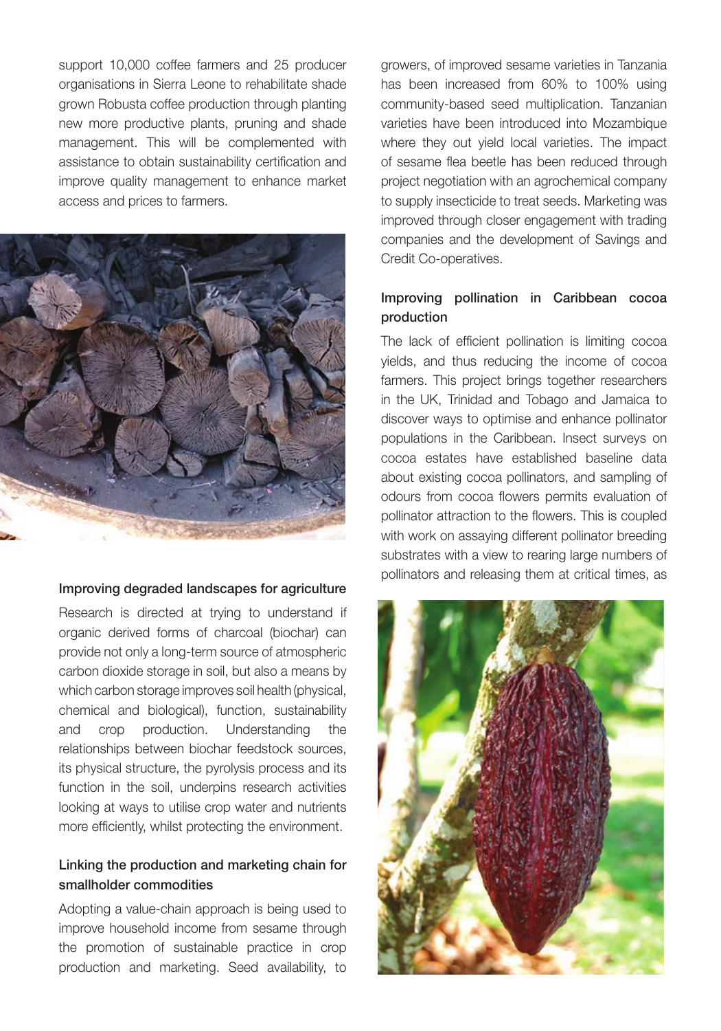support 10,000 coffee farmers and 25 producer organisations in Sierra Leone to rehabilitate shade grown Robusta coffee production through planting new more productive plants, pruning and shade management. This will be complemented with assistance to obtain sustainability certification and improve quality management to enhance market access and prices to farmers.

### Improving degraded landscapes for agriculture

Research is directed at trying to understand if organic derived forms of charcoal (biochar) can provide not only a long-term source of atmospheric carbon dioxide storage in soil, but also a means by which carbon storage improves soil health (physical, chemical and biological), function, sustainability and crop production. Understanding the relationships between biochar feedstock sources, its physical structure, the pyrolysis process and its function in the soil, underpins research activities looking at ways to utilise crop water and nutrients more efficiently, whilst protecting the environment.

### Linking the production and marketing chain for smallholder commodities

Adopting a value-chain approach is being used to improve household income from sesame through the promotion of sustainable practice in crop production and marketing. Seed availability, to growers, of improved sesame varieties in Tanzania has been increased from 60% to 100% using community-based seed multiplication. Tanzanian varieties have been introduced into Mozambique where they out yield local varieties. The impact of sesame flea beetle has been reduced through project negotiation with an agrochemical company to supply insecticide to treat seeds. Marketing was improved through closer engagement with trading companies and the development of Savings and Credit Co-operatives.

### Improving pollination in Caribbean cocoa production

The lack of efficient pollination is limiting cocoa yields, and thus reducing the income of cocoa farmers. This project brings together researchers in the UK, Trinidad and Tobago and Jamaica to discover ways to optimise and enhance pollinator populations in the Caribbean. Insect surveys on cocoa estates have established baseline data about existing cocoa pollinators, and sampling of odours from cocoa flowers permits evaluation of pollinator attraction to the flowers. This is coupled with work on assaying different pollinator breeding substrates with a view to rearing large numbers of pollinators and releasing them at critical times, as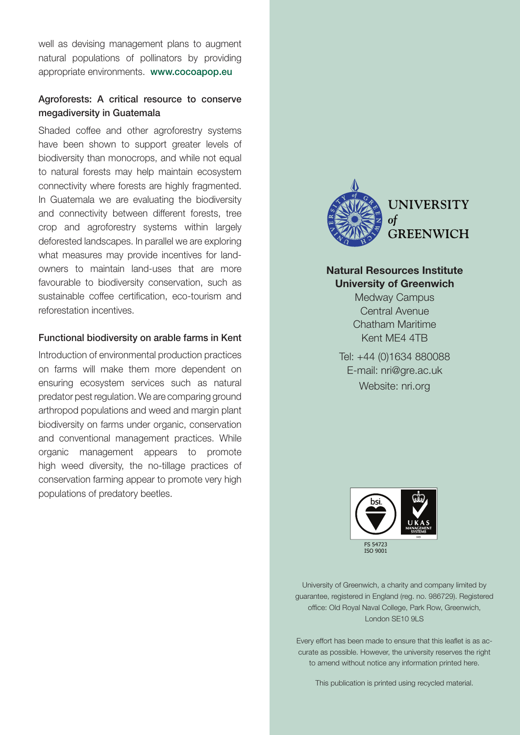well as devising management plans to augment natural populations of pollinators by providing appropriate environments. **www.cocoapop.eu**

### Agroforests: A critical resource to conserve megadiversity in Guatemala

Shaded coffee and other agroforestry systems have been shown to support greater levels of biodiversity than monocrops, and while not equal to natural forests may help maintain ecosystem connectivity where forests are highly fragmented. In Guatemala we are evaluating the biodiversity and connectivity between different forests, tree crop and agroforestry systems within largely deforested landscapes. In parallel we are exploring what measures may provide incentives for land-owners to maintain land-uses that are more favourable to biodiversity conservation, such as sustainable coffee certification, eco-tourism and reforestation incentives.

### Functional biodiversity on arable farms in Kent

Introduction of environmental production practices on farms will make them more dependent on ensuring ecosystem services such as natural predator pest regulation. We are comparing ground arthropod populations and weed and margin plant biodiversity on farms under organic, conservation and conventional management practices. While organic management appears to promote high weed diversity, the no-tillage practices of conservation farming appear to promote very high populations of predatory beetles.

UNIVERSITY *of* GREENWICH

**Natural Resources Institute**
**University of Greenwich**
Medway Campus
Central Avenue
Chatham Maritime
Kent ME4 4TB

Tel: +44 (0)1634 880088
E-mail: nri@gre.ac.uk
Website: nri.org

FS 54723
ISO 9001

University of Greenwich, a charity and company limited by guarantee, registered in England (reg. no. 986729). Registered office: Old Royal Naval College, Park Row, Greenwich, London SE10 9LS

Every effort has been made to ensure that this leaflet is as accurate as possible. However, the university reserves the right to amend without notice any information printed here.

This publication is printed using recycled material.